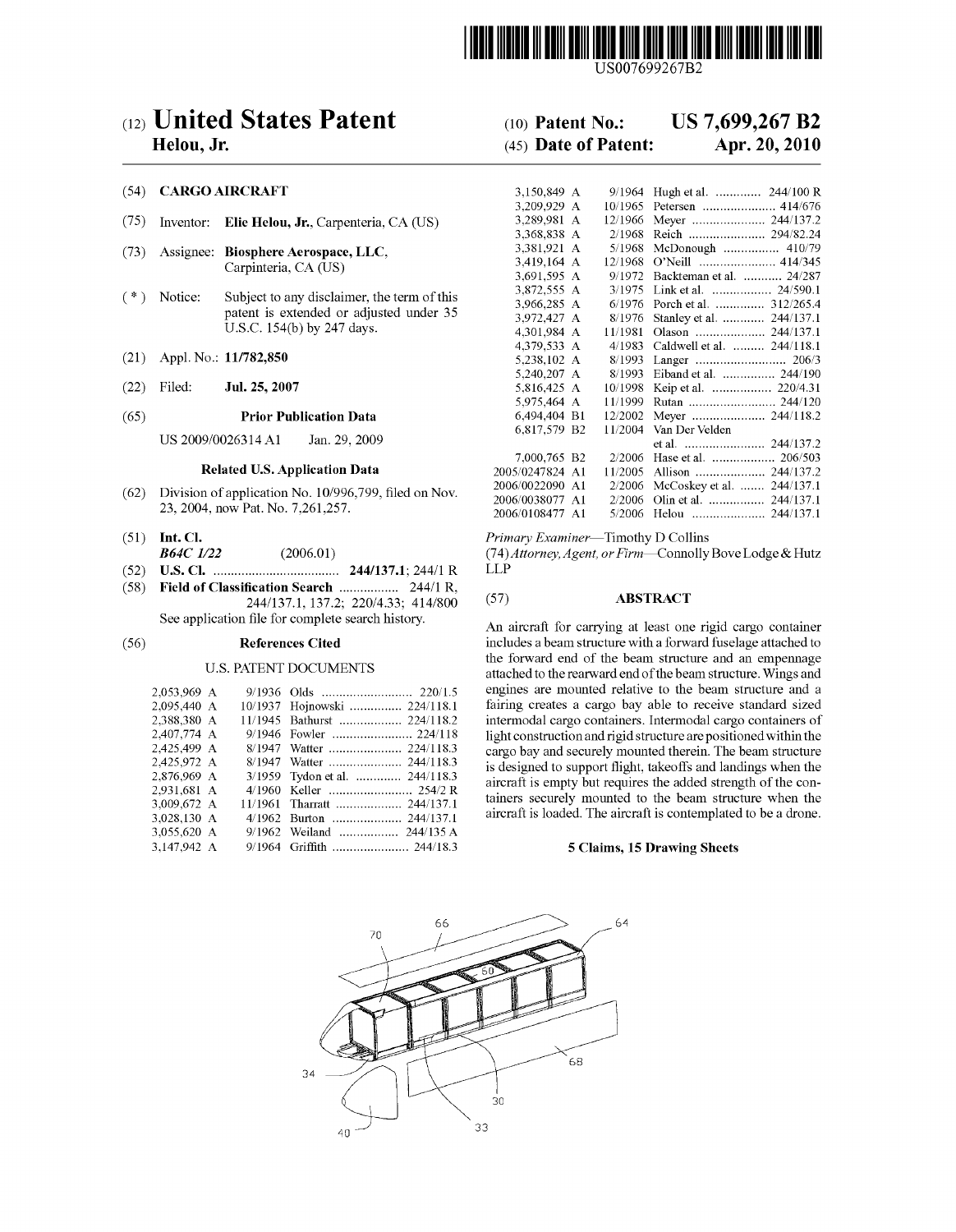US007699267B2

# (12) United States Patent
**Helou, Jr.**

(10) **Patent No.: US 7,699,267 B2**

(45) **Date of Patent: Apr. 20, 2010**

(54) **CARGO AIRCRAFT**

(75) Inventor: **Elie Helou, Jr.**, Carpenteria, CA (US)

(73) Assignee: **Biosphere Aerospace, LLC**, Carpinteria, CA (US)

(*) Notice: Subject to any disclaimer, the term of this patent is extended or adjusted under 35 U.S.C. 154(b) by 247 days.

(21) Appl. No.: **11/782,850**

(22) Filed: **Jul. 25, 2007**

(65) **Prior Publication Data**

US 2009/0026314 A1 Jan. 29, 2009

**Related U.S. Application Data**

(62) Division of application No. 10/996,799, filed on Nov. 23, 2004, now Pat. No. 7,261,257.

(51) **Int. Cl.**
*B64C 1/22* (2006.01)

(52) **U.S. Cl.** .................................... **244/137.1**; 244/1 R

(58) **Field of Classification Search** ................. 244/1 R, 244/137.1, 137.2; 220/4.33; 414/800
See application file for complete search history.

(56) **References Cited**

U.S. PATENT DOCUMENTS

| | | | |
|---|---|---|---|
| 2,053,969 A | 9/1936 | Olds | 220/1.5 |
| 2,095,440 A | 10/1937 | Hojnowski | 224/118.1 |
| 2,388,380 A | 11/1945 | Bathurst | 224/118.2 |
| 2,407,774 A | 9/1946 | Fowler | 224/118 |
| 2,425,499 A | 8/1947 | Watter | 224/118.3 |
| 2,425,972 A | 8/1947 | Watter | 244/118.3 |
| 2,876,969 A | 3/1959 | Tydon et al. | 244/118.3 |
| 2,931,681 A | 4/1960 | Keller | 254/2 R |
| 3,009,672 A | 11/1961 | Tharratt | 244/137.1 |
| 3,028,130 A | 4/1962 | Burton | 244/137.1 |
| 3,055,620 A | 9/1962 | Weiland | 244/135 A |
| 3,147,942 A | 9/1964 | Griffith | 244/18.3 |
| 3,150,849 A | 9/1964 | Hugh et al. | 244/100 R |
| 3,209,929 A | 10/1965 | Petersen | 414/676 |
| 3,289,981 A | 12/1966 | Meyer | 244/137.2 |
| 3,368,838 A | 2/1968 | Reich | 294/82.24 |
| 3,381,921 A | 5/1968 | McDonough | 410/79 |
| 3,419,164 A | 12/1968 | O'Neill | 414/345 |
| 3,691,595 A | 9/1972 | Backteman et al. | 24/287 |
| 3,872,555 A | 3/1975 | Link et al. | 24/590.1 |
| 3,966,285 A | 6/1976 | Porch et al. | 312/265.4 |
| 3,972,427 A | 8/1976 | Stanley et al. | 244/137.1 |
| 4,301,984 A | 11/1981 | Olason | 244/137.1 |
| 4,379,533 A | 4/1983 | Caldwell et al. | 244/118.1 |
| 5,238,102 A | 8/1993 | Langer | 206/3 |
| 5,240,207 A | 8/1993 | Eiband et al. | 244/190 |
| 5,816,425 A | 10/1998 | Keip et al. | 220/4.31 |
| 5,975,464 A | 11/1999 | Rutan | 244/120 |
| 6,494,404 B1 | 12/2002 | Meyer | 244/118.2 |
| 6,817,579 B2 | 11/2004 | Van Der Velden et al. | 244/137.2 |
| 7,000,765 B2 | 2/2006 | Hase et al. | 206/503 |
| 2005/0247824 A1 | 11/2005 | Allison | 244/137.2 |
| 2006/0022090 A1 | 2/2006 | McCoskey et al. | 244/137.1 |
| 2006/0038077 A1 | 2/2006 | Olin et al. | 244/137.1 |
| 2006/0108477 A1 | 5/2006 | Helou | 244/137.1 |

*Primary Examiner*—Timothy D Collins
(74) *Attorney, Agent, or Firm*—Connolly Bove Lodge & Hutz LLP

(57) **ABSTRACT**

An aircraft for carrying at least one rigid cargo container includes a beam structure with a forward fuselage attached to the forward end of the beam structure and an empennage attached to the rearward end of the beam structure. Wings and engines are mounted relative to the beam structure and a fairing creates a cargo bay able to receive standard sized intermodal cargo containers. Intermodal cargo containers of light construction and rigid structure are positioned within the cargo bay and securely mounted therein. The beam structure is designed to support flight, takeoffs and landings when the aircraft is empty but requires the added strength of the containers securely mounted to the beam structure when the aircraft is loaded. The aircraft is contemplated to be a drone.

**5 Claims, 15 Drawing Sheets**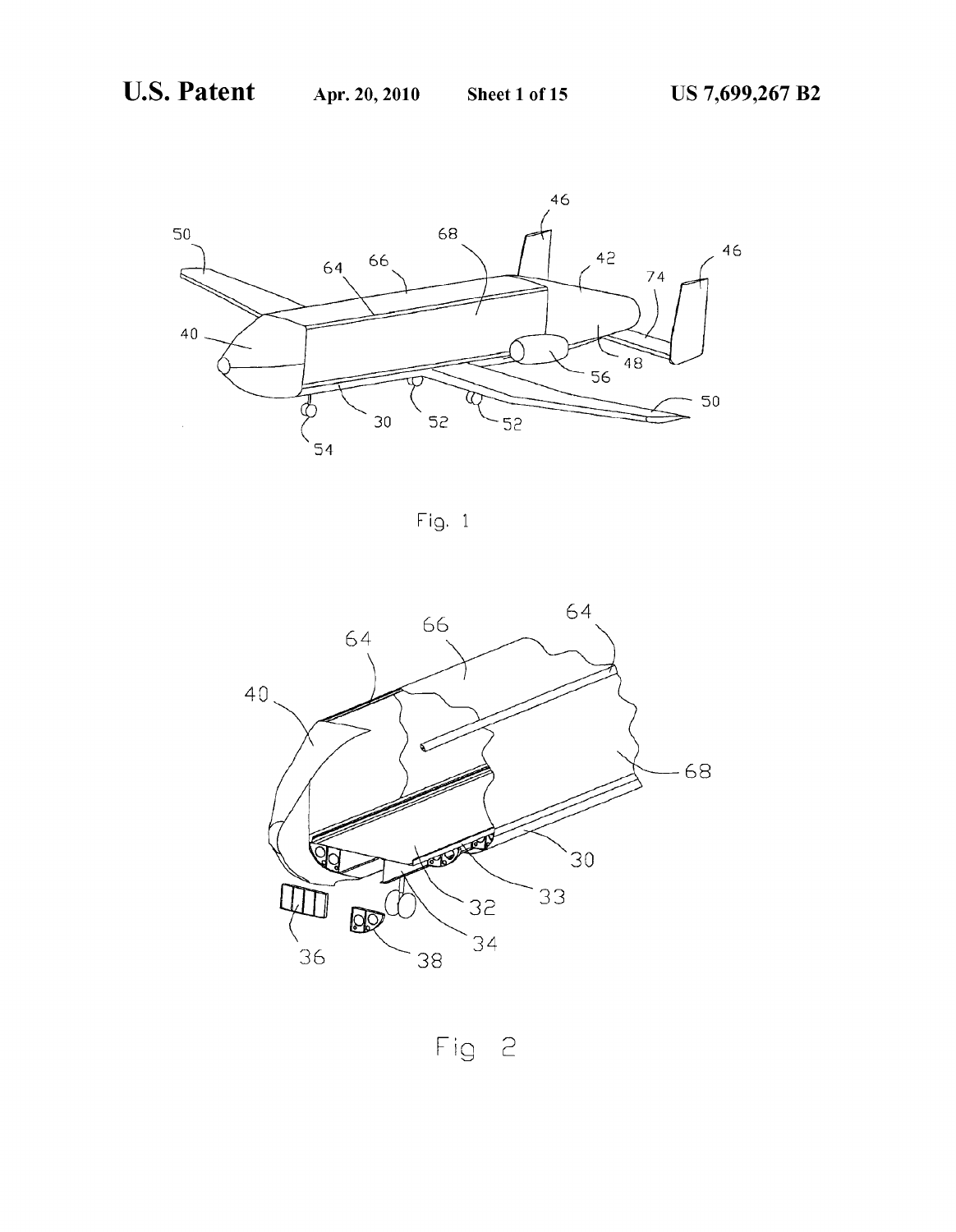Fig. 1

Fig 2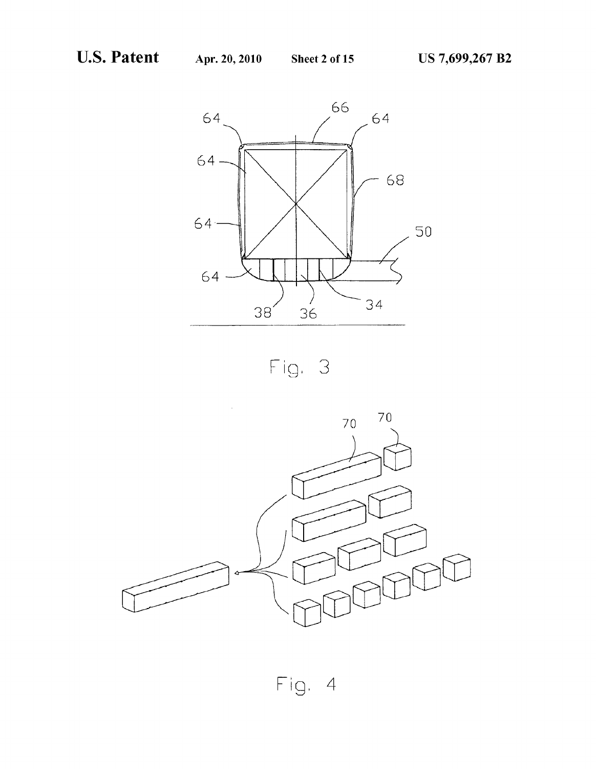Fig. 3

Fig. 4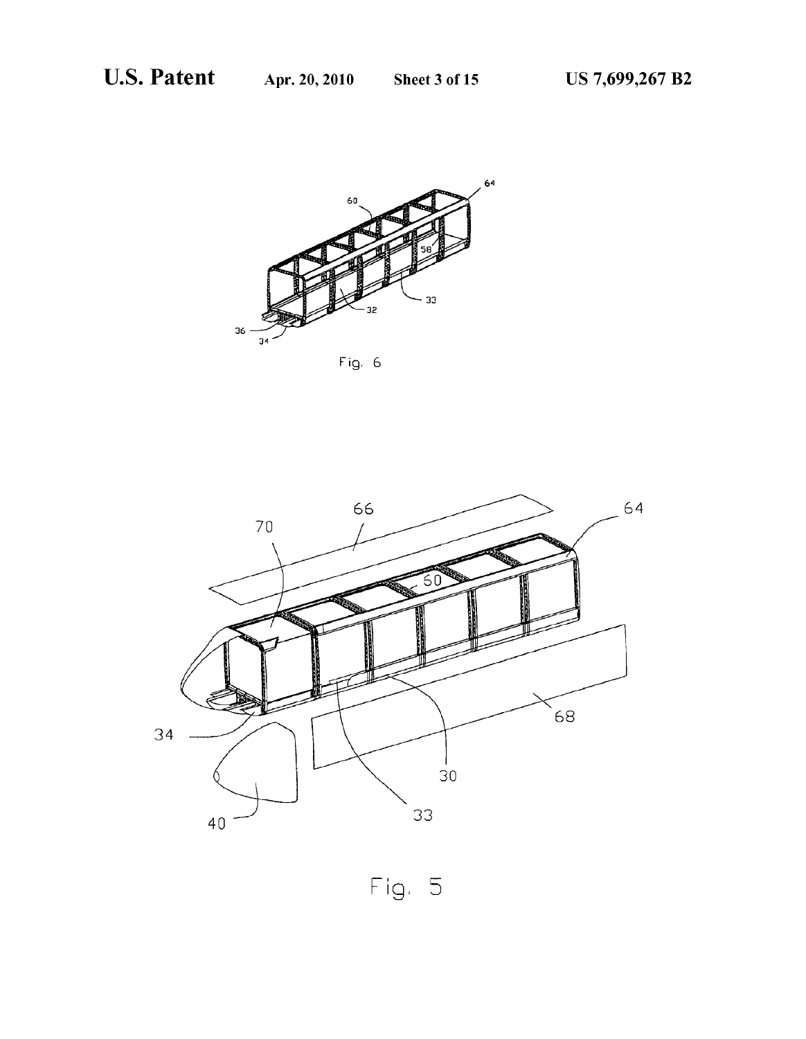Fig. 6

Fig. 5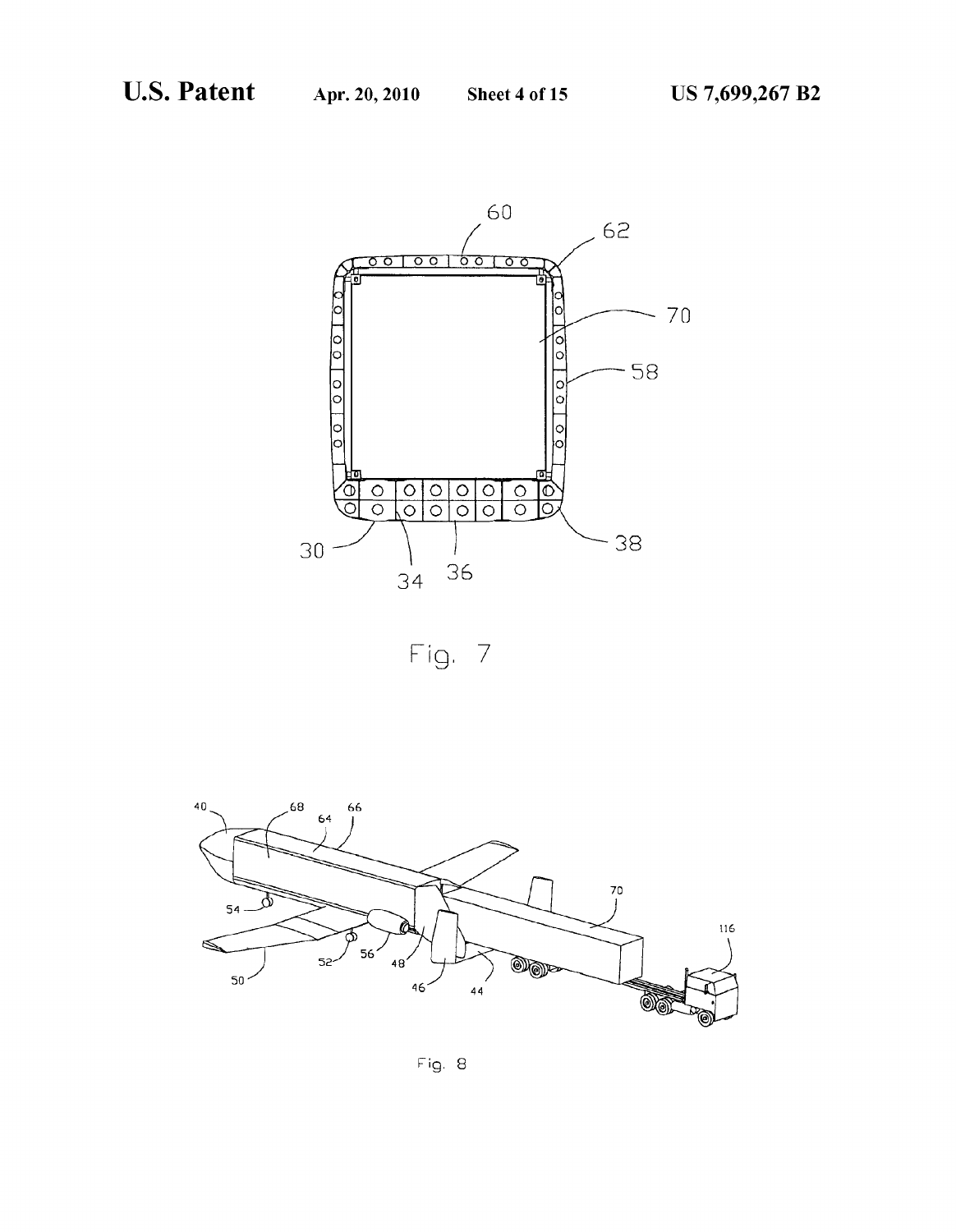Fig. 7

Fig. 8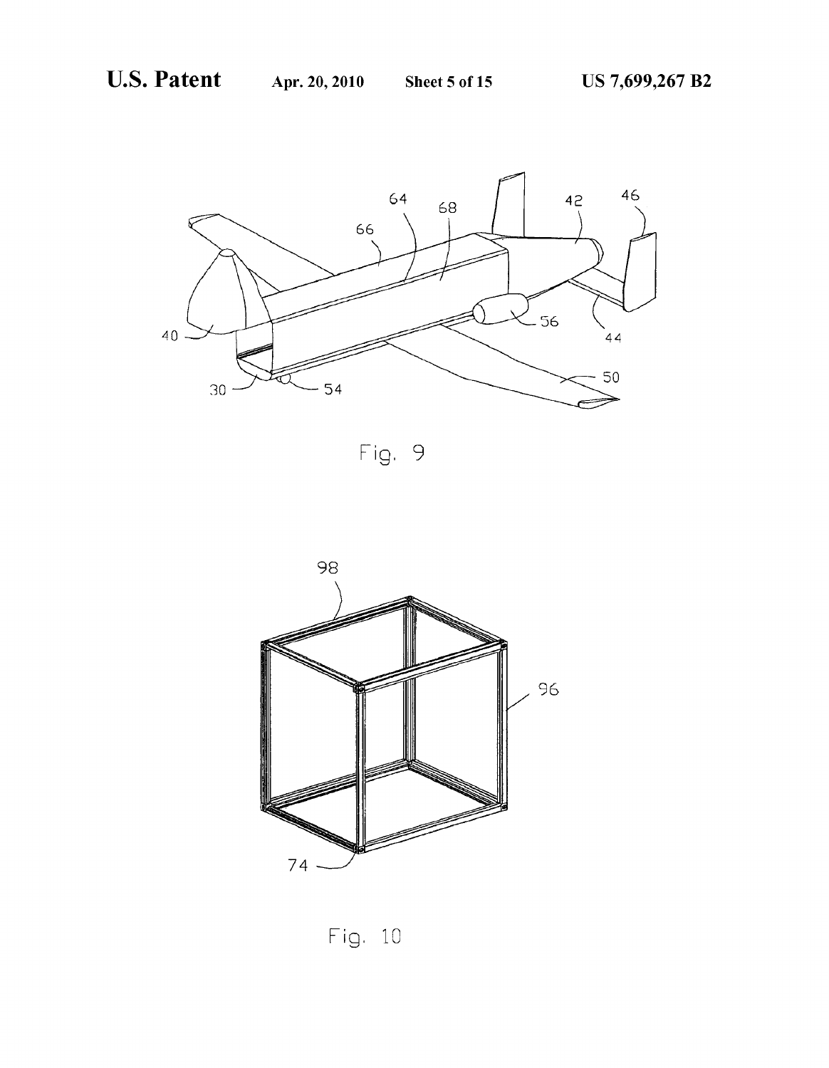Fig. 9

Fig. 10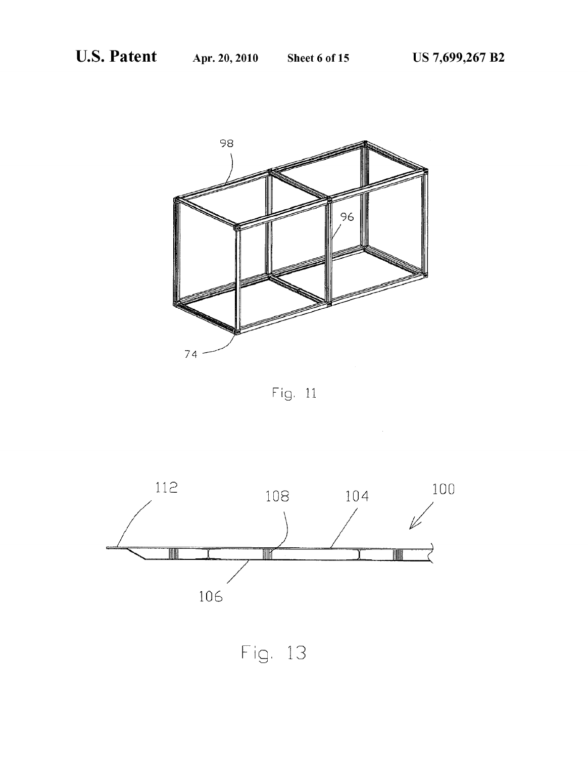Fig. 11

Fig. 13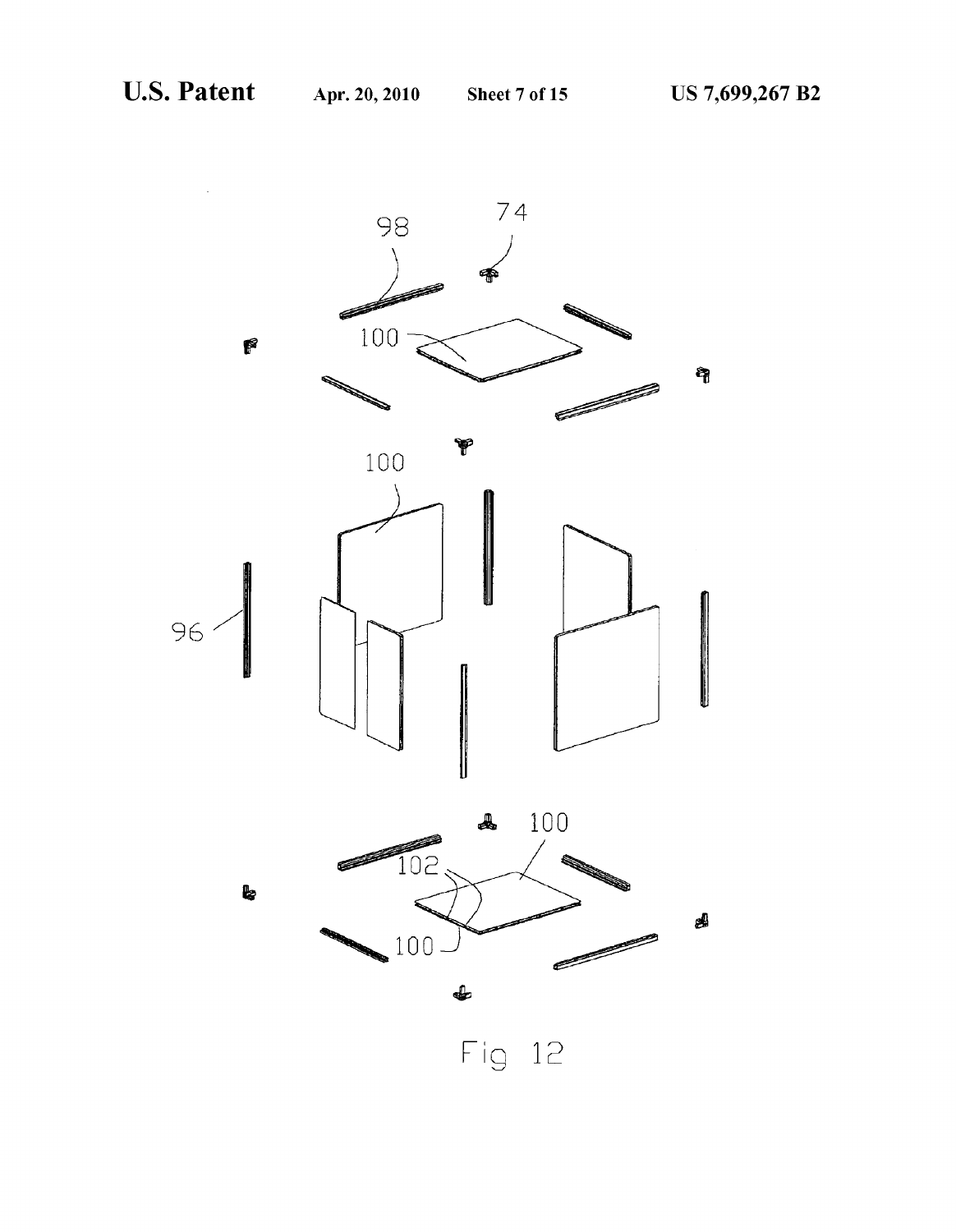Fig 12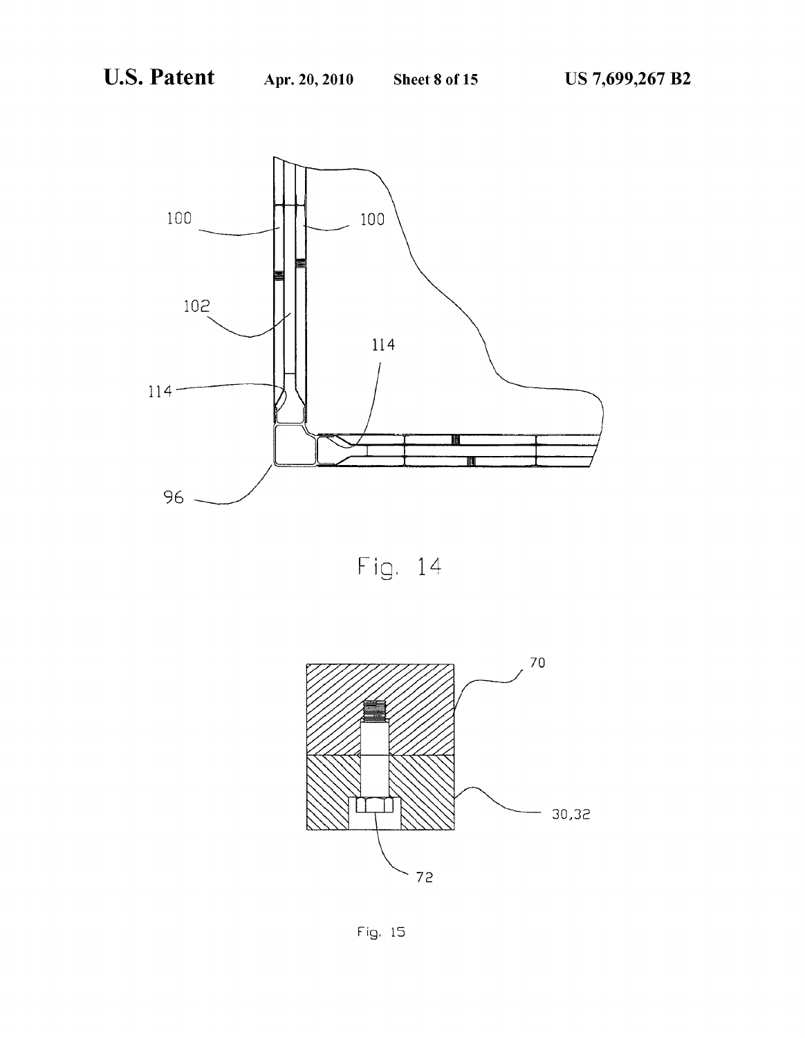Fig. 14

Fig. 15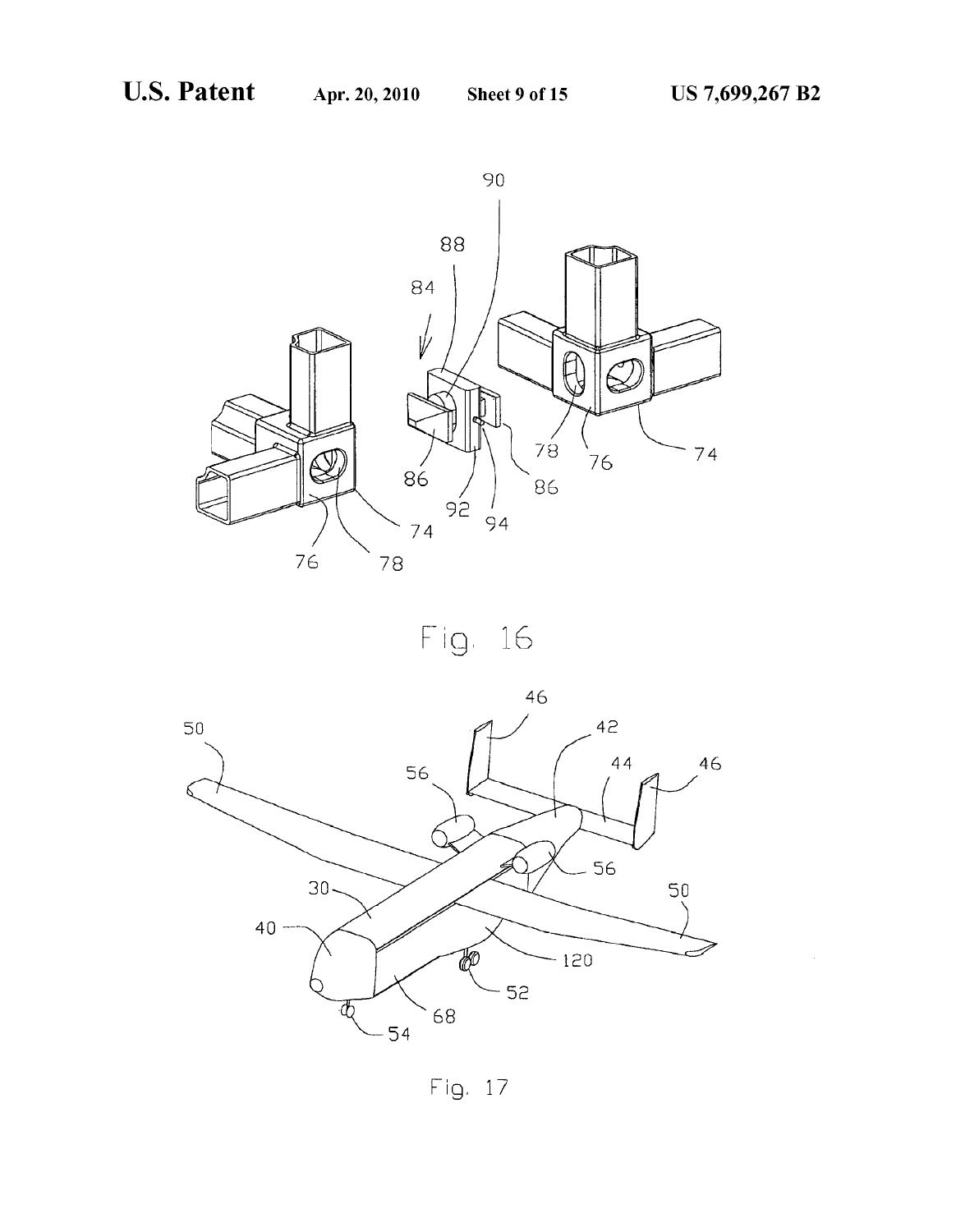Fig. 16

Fig. 17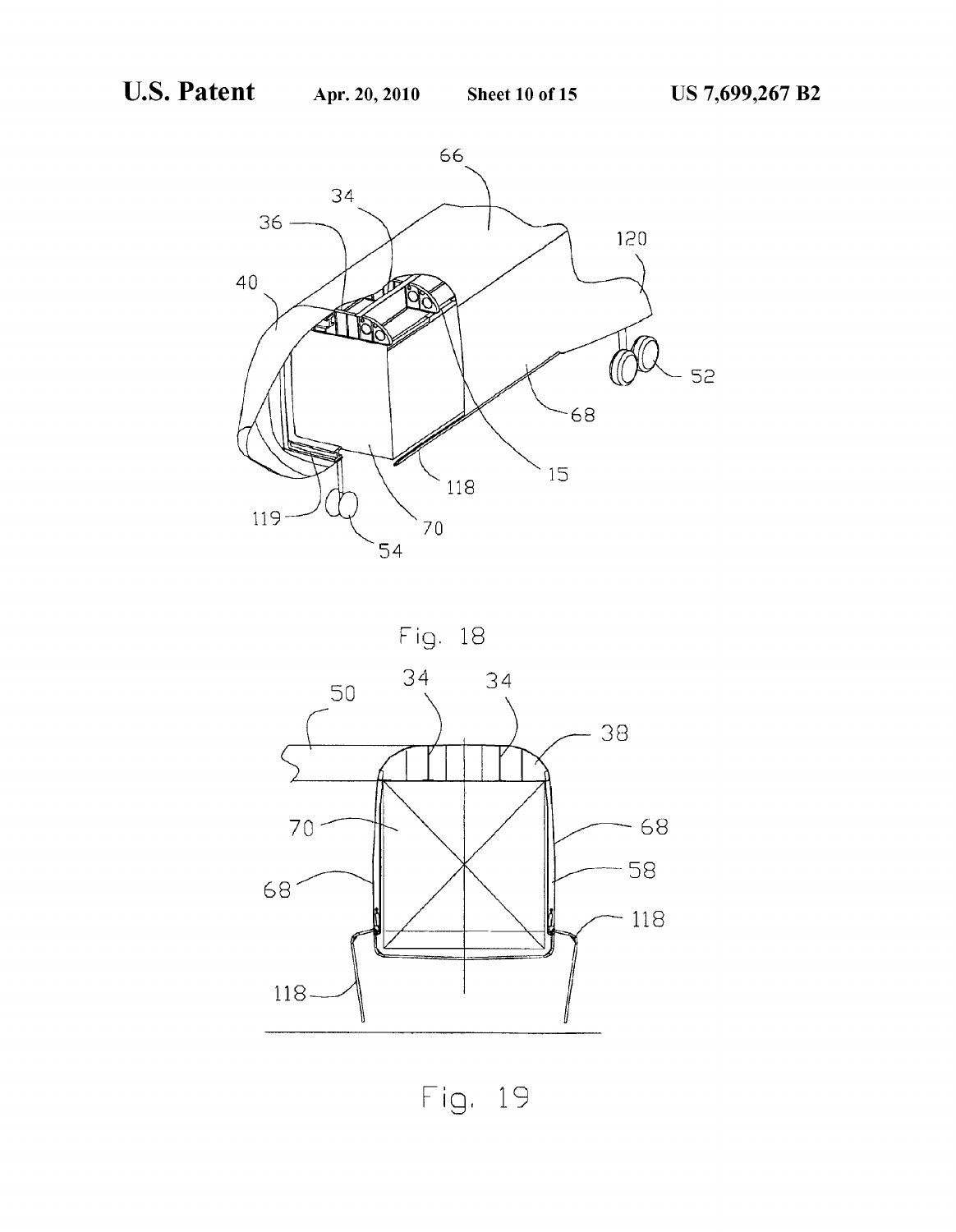Fig. 18

Fig. 19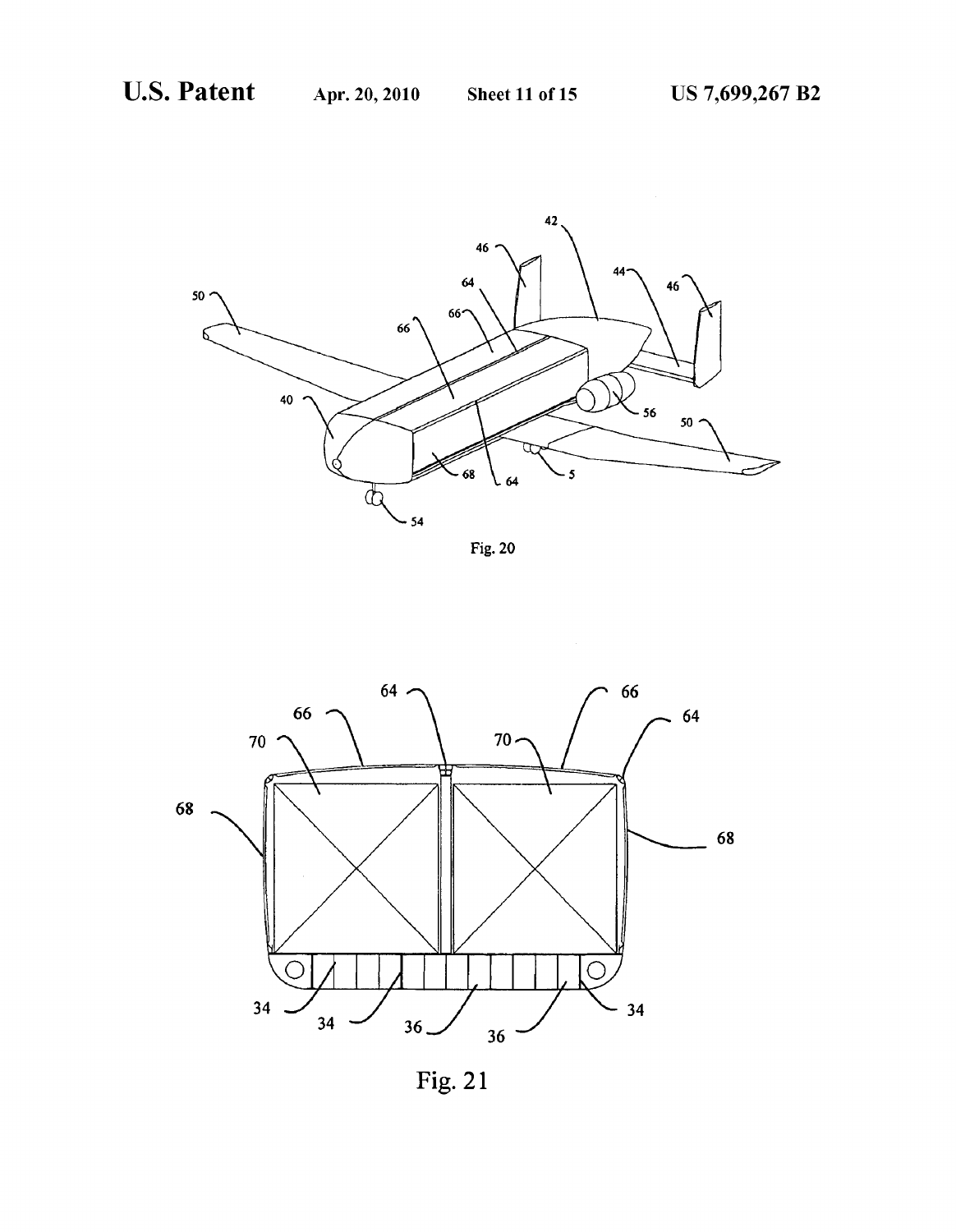Fig. 20

Fig. 21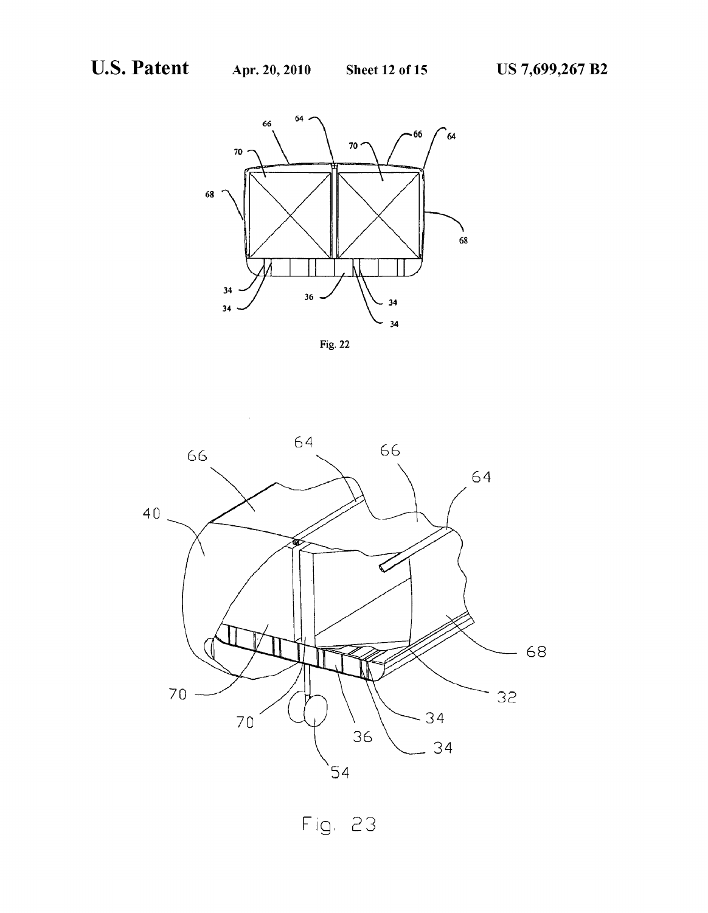Fig. 22

Fig. 23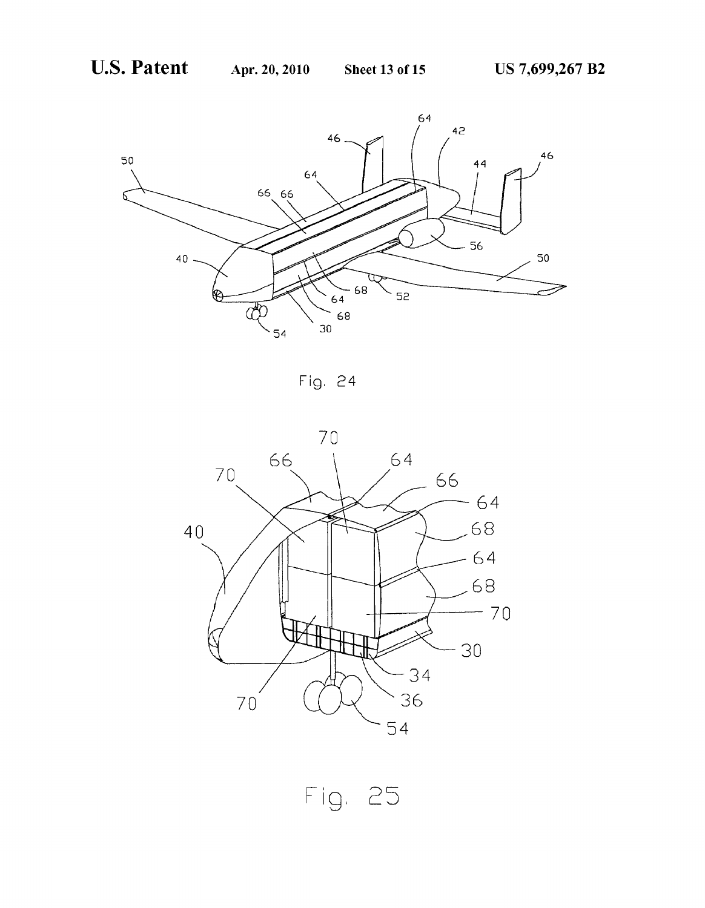Fig. 24

Fig. 25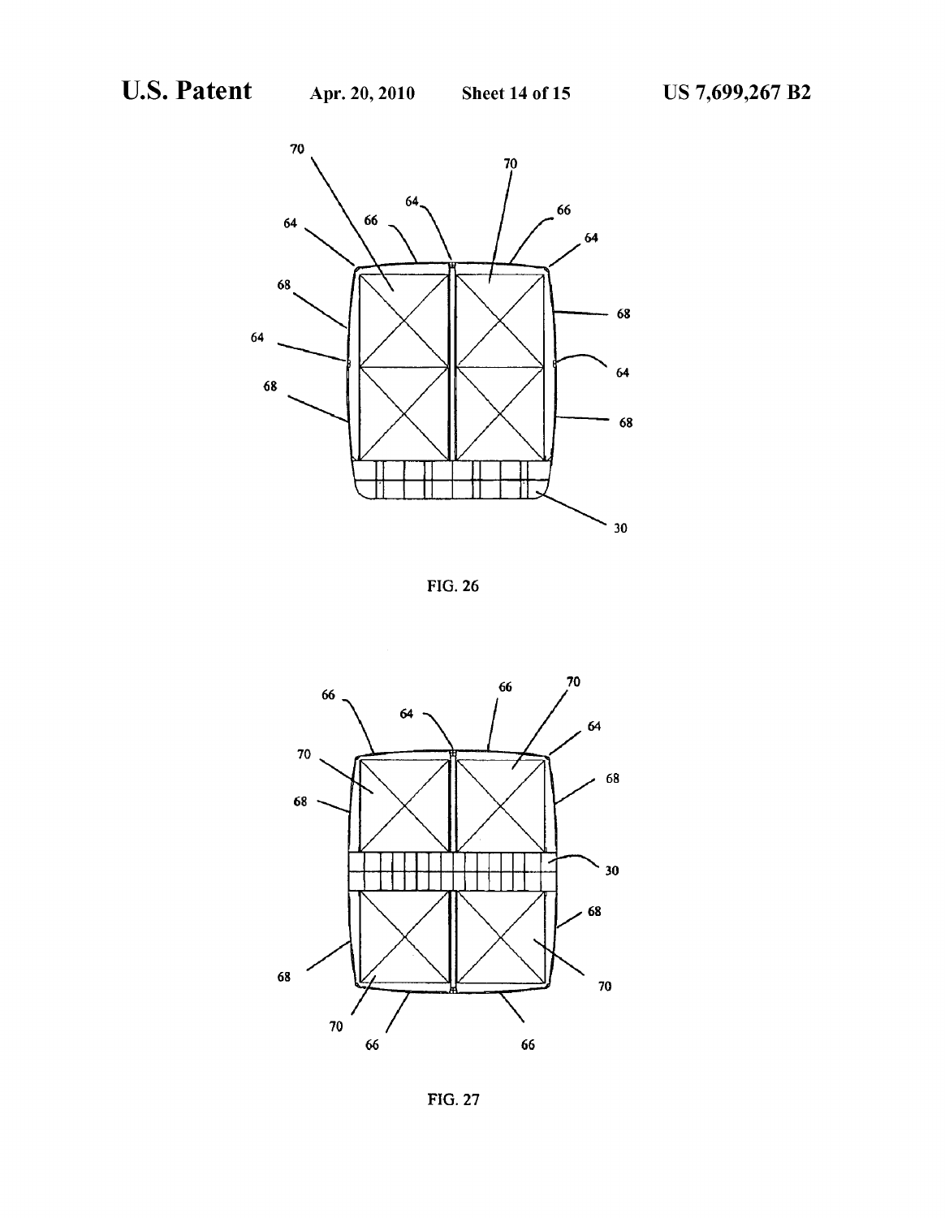FIG. 26

FIG. 27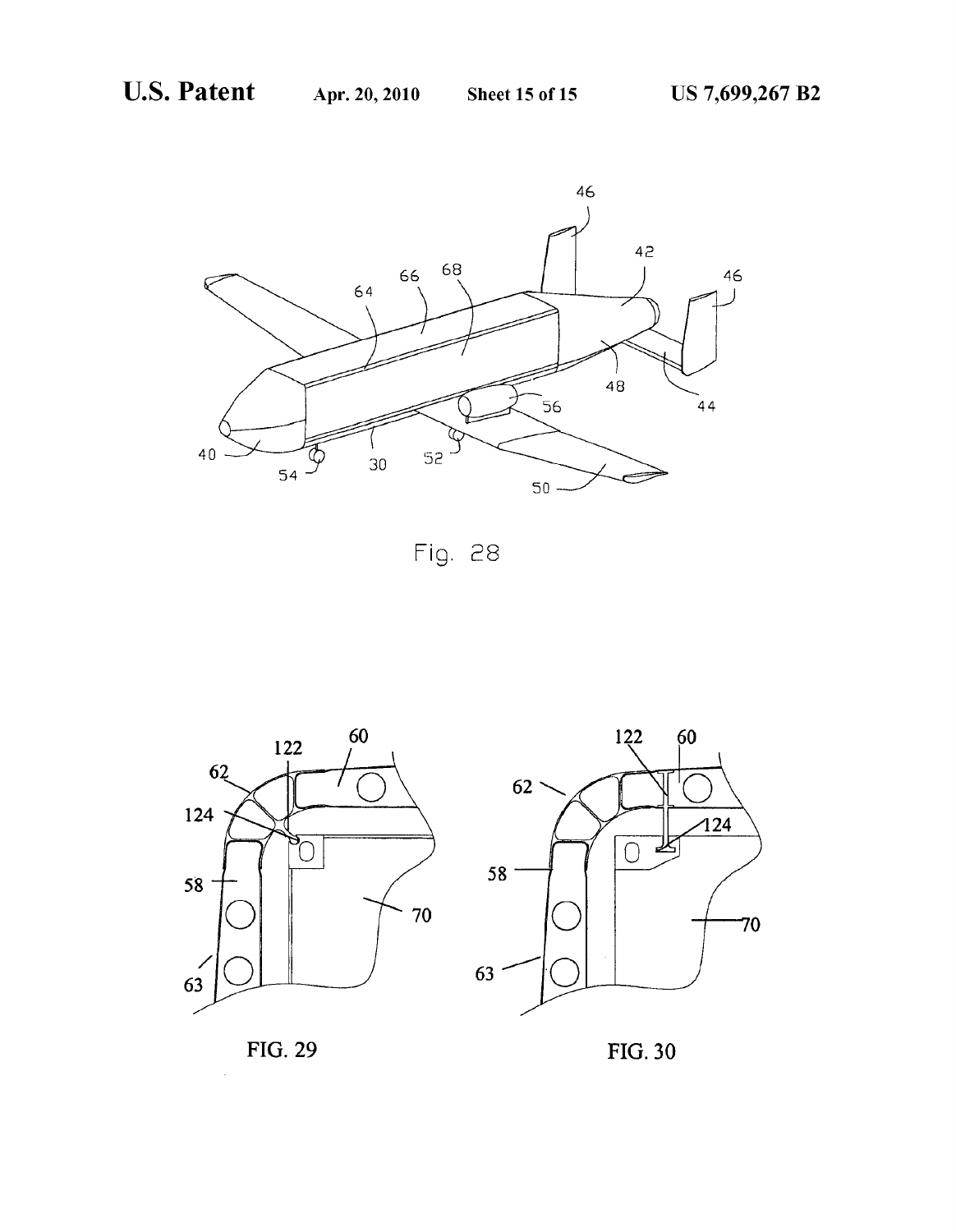Fig. 28

FIG. 29

FIG. 30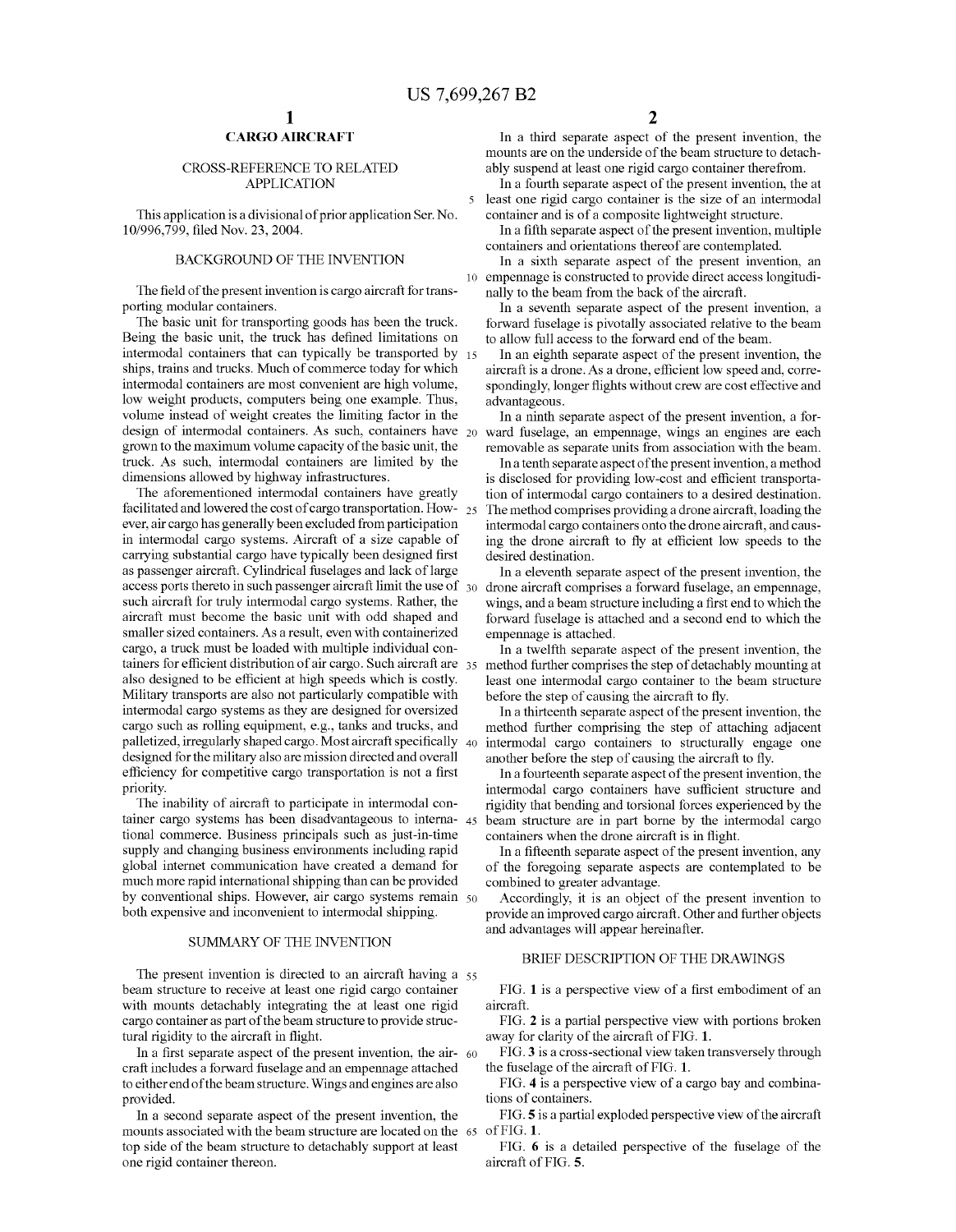# CARGO AIRCRAFT

## CROSS-REFERENCE TO RELATED APPLICATION

This application is a divisional of prior application Ser. No. 10/996,799, filed Nov. 23, 2004.

## BACKGROUND OF THE INVENTION

The field of the present invention is cargo aircraft for transporting modular containers.

The basic unit for transporting goods has been the truck. Being the basic unit, the truck has defined limitations on intermodal containers that can typically be transported by ships, trains and trucks. Much of commerce today for which intermodal containers are most convenient are high volume, low weight products, computers being one example. Thus, volume instead of weight creates the limiting factor in the design of intermodal containers. As such, containers have grown to the maximum volume capacity of the basic unit, the truck. As such, intermodal containers are limited by the dimensions allowed by highway infrastructures.

The aforementioned intermodal containers have greatly facilitated and lowered the cost of cargo transportation. However, air cargo has generally been excluded from participation in intermodal cargo systems. Aircraft of a size capable of carrying substantial cargo have typically been designed first as passenger aircraft. Cylindrical fuselages and lack of large access ports thereto in such passenger aircraft limit the use of such aircraft for truly intermodal cargo systems. Rather, the aircraft must become the basic unit with odd shaped and smaller sized containers. As a result, even with containerized cargo, a truck must be loaded with multiple individual containers for efficient distribution of air cargo. Such aircraft are also designed to be efficient at high speeds which is costly. Military transports are also not particularly compatible with intermodal cargo systems as they are designed for oversized cargo such as rolling equipment, e.g., tanks and trucks, and palletized, irregularly shaped cargo. Most aircraft specifically designed for the military also are mission directed and overall efficiency for competitive cargo transportation is not a first priority.

The inability of aircraft to participate in intermodal container cargo systems has been disadvantageous to international commerce. Business principals such as just-in-time supply and changing business environments including rapid global internet communication have created a demand for much more rapid international shipping than can be provided by conventional ships. However, air cargo systems remain both expensive and inconvenient to intermodal shipping.

## SUMMARY OF THE INVENTION

The present invention is directed to an aircraft having a beam structure to receive at least one rigid cargo container with mounts detachably integrating the at least one rigid cargo container as part of the beam structure to provide structural rigidity to the aircraft in flight.

In a first separate aspect of the present invention, the aircraft includes a forward fuselage and an empennage attached to either end of the beam structure. Wings and engines are also provided.

In a second separate aspect of the present invention, the mounts associated with the beam structure are located on the top side of the beam structure to detachably support at least one rigid container thereon.

In a third separate aspect of the present invention, the mounts are on the underside of the beam structure to detachably suspend at least one rigid cargo container therefrom.

In a fourth separate aspect of the present invention, the at least one rigid cargo container is the size of an intermodal container and is of a composite lightweight structure.

In a fifth separate aspect of the present invention, multiple containers and orientations thereof are contemplated.

In a sixth separate aspect of the present invention, an empennage is constructed to provide direct access longitudinally to the beam from the back of the aircraft.

In a seventh separate aspect of the present invention, a forward fuselage is pivotally associated relative to the beam to allow full access to the forward end of the beam.

In an eighth separate aspect of the present invention, the aircraft is a drone. As a drone, efficient low speed and, correspondingly, longer flights without crew are cost effective and advantageous.

In a ninth separate aspect of the present invention, a forward fuselage, an empennage, wings an engines are each removable as separate units from association with the beam.

In a tenth separate aspect of the present invention, a method is disclosed for providing low-cost and efficient transportation of intermodal cargo containers to a desired destination. The method comprises providing a drone aircraft, loading the intermodal cargo containers onto the drone aircraft, and causing the drone aircraft to fly at efficient low speeds to the desired destination.

In a eleventh separate aspect of the present invention, the drone aircraft comprises a forward fuselage, an empennage, wings, and a beam structure including a first end to which the forward fuselage is attached and a second end to which the empennage is attached.

In a twelfth separate aspect of the present invention, the method further comprises the step of detachably mounting at least one intermodal cargo container to the beam structure before the step of causing the aircraft to fly.

In a thirteenth separate aspect of the present invention, the method further comprising the step of attaching adjacent intermodal cargo containers to structurally engage one another before the step of causing the aircraft to fly.

In a fourteenth separate aspect of the present invention, the intermodal cargo containers have sufficient structure and rigidity that bending and torsional forces experienced by the beam structure are in part borne by the intermodal cargo containers when the drone aircraft is in flight.

In a fifteenth separate aspect of the present invention, any of the foregoing separate aspects are contemplated to be combined to greater advantage.

Accordingly, it is an object of the present invention to provide an improved cargo aircraft. Other and further objects and advantages will appear hereinafter.

## BRIEF DESCRIPTION OF THE DRAWINGS

FIG. **1** is a perspective view of a first embodiment of an aircraft.

FIG. **2** is a partial perspective view with portions broken away for clarity of the aircraft of FIG. **1**.

FIG. **3** is a cross-sectional view taken transversely through the fuselage of the aircraft of FIG. **1**.

FIG. **4** is a perspective view of a cargo bay and combinations of containers.

FIG. **5** is a partial exploded perspective view of the aircraft of FIG. **1**.

FIG. **6** is a detailed perspective of the fuselage of the aircraft of FIG. **5**.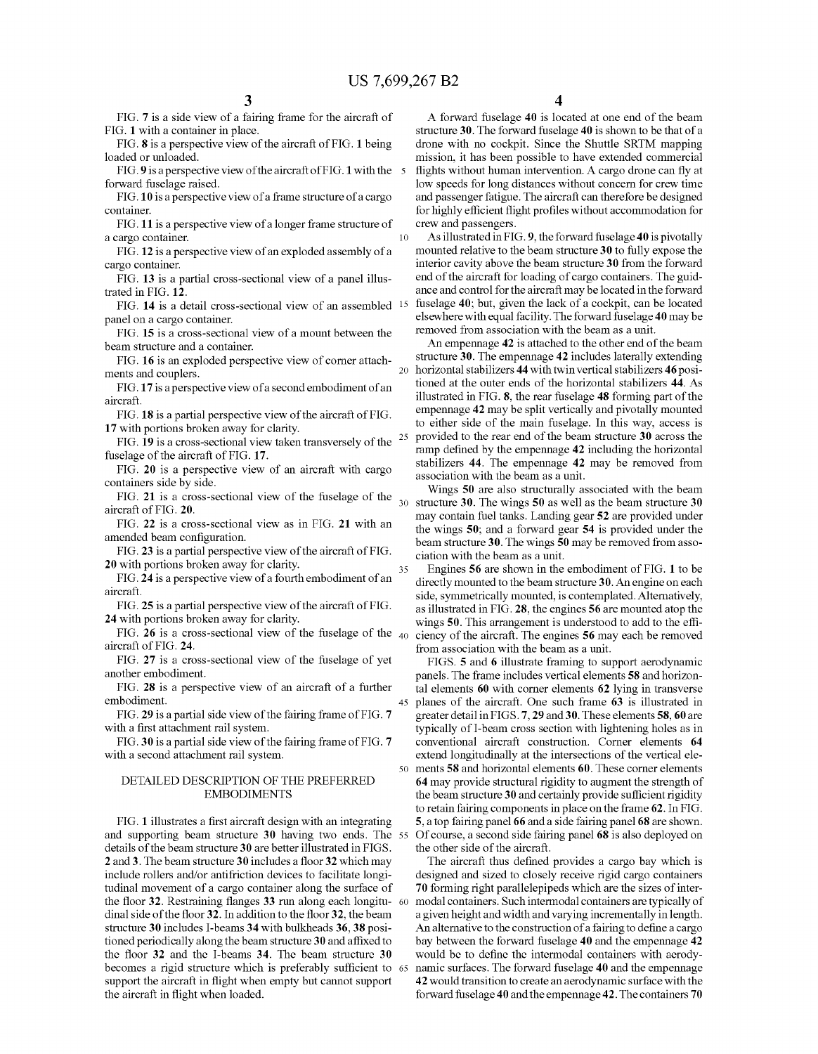FIG. 7 is a side view of a fairing frame for the aircraft of FIG. 1 with a container in place.

FIG. 8 is a perspective view of the aircraft of FIG. 1 being loaded or unloaded.

FIG. 9 is a perspective view of the aircraft of FIG. 1 with the forward fuselage raised.

FIG. 10 is a perspective view of a frame structure of a cargo container.

FIG. 11 is a perspective view of a longer frame structure of a cargo container.

FIG. 12 is a perspective view of an exploded assembly of a cargo container.

FIG. 13 is a partial cross-sectional view of a panel illustrated in FIG. 12.

FIG. 14 is a detail cross-sectional view of an assembled panel on a cargo container.

FIG. 15 is a cross-sectional view of a mount between the beam structure and a container.

FIG. 16 is an exploded perspective view of corner attachments and couplers.

FIG. 17 is a perspective view of a second embodiment of an aircraft.

FIG. 18 is a partial perspective view of the aircraft of FIG. 17 with portions broken away for clarity.

FIG. 19 is a cross-sectional view taken transversely of the fuselage of the aircraft of FIG. 17.

FIG. 20 is a perspective view of an aircraft with cargo containers side by side.

FIG. 21 is a cross-sectional view of the fuselage of the aircraft of FIG. 20.

FIG. 22 is a cross-sectional view as in FIG. 21 with an amended beam configuration.

FIG. 23 is a partial perspective view of the aircraft of FIG. 20 with portions broken away for clarity.

FIG. 24 is a perspective view of a fourth embodiment of an aircraft.

FIG. 25 is a partial perspective view of the aircraft of FIG. 24 with portions broken away for clarity.

FIG. 26 is a cross-sectional view of the fuselage of the aircraft of FIG. 24.

FIG. 27 is a cross-sectional view of the fuselage of yet another embodiment.

FIG. 28 is a perspective view of an aircraft of a further embodiment.

FIG. 29 is a partial side view of the fairing frame of FIG. 7 with a first attachment rail system.

FIG. 30 is a partial side view of the fairing frame of FIG. 7 with a second attachment rail system.

## DETAILED DESCRIPTION OF THE PREFERRED EMBODIMENTS

FIG. 1 illustrates a first aircraft design with an integrating and supporting beam structure **30** having two ends. The details of the beam structure **30** are better illustrated in FIGS. 2 and 3. The beam structure **30** includes a floor **32** which may include rollers and/or antifriction devices to facilitate longitudinal movement of a cargo container along the surface of the floor **32**. Restraining flanges **33** run along each longitudinal side of the floor **32**. In addition to the floor **32**, the beam structure **30** includes I-beams **34** with bulkheads **36**, **38** positioned periodically along the beam structure **30** and affixed to the floor **32** and the I-beams **34**. The beam structure **30** becomes a rigid structure which is preferably sufficient to support the aircraft in flight when empty but cannot support the aircraft in flight when loaded.

A forward fuselage **40** is located at one end of the beam structure **30**. The forward fuselage **40** is shown to be that of a drone with no cockpit. Since the Shuttle SRTM mapping mission, it has been possible to have extended commercial flights without human intervention. A cargo drone can fly at low speeds for long distances without concern for crew time and passenger fatigue. The aircraft can therefore be designed for highly efficient flight profiles without accommodation for crew and passengers.

As illustrated in FIG. 9, the forward fuselage **40** is pivotally mounted relative to the beam structure **30** to fully expose the interior cavity above the beam structure **30** from the forward end of the aircraft for loading of cargo containers. The guidance and control for the aircraft may be located in the forward fuselage **40**; but, given the lack of a cockpit, can be located elsewhere with equal facility. The forward fuselage **40** may be removed from association with the beam as a unit.

An empennage **42** is attached to the other end of the beam structure **30**. The empennage **42** includes laterally extending horizontal stabilizers **44** with twin vertical stabilizers **46** positioned at the outer ends of the horizontal stabilizers **44**. As illustrated in FIG. 8, the rear fuselage **48** forming part of the empennage **42** may be split vertically and pivotally mounted to either side of the main fuselage. In this way, access is provided to the rear end of the beam structure **30** across the ramp defined by the empennage **42** including the horizontal stabilizers **44**. The empennage **42** may be removed from association with the beam as a unit.

Wings **50** are also structurally associated with the beam structure **30**. The wings **50** as well as the beam structure **30** may contain fuel tanks. Landing gear **52** are provided under the wings **50**; and a forward gear **54** is provided under the beam structure **30**. The wings **50** may be removed from association with the beam as a unit.

Engines **56** are shown in the embodiment of FIG. 1 to be directly mounted to the beam structure **30**. An engine on each side, symmetrically mounted, is contemplated. Alternatively, as illustrated in FIG. 28, the engines **56** are mounted atop the wings **50**. This arrangement is understood to add to the efficiency of the aircraft. The engines **56** may each be removed from association with the beam as a unit.

FIGS. 5 and 6 illustrate framing to support aerodynamic panels. The frame includes vertical elements **58** and horizontal elements **60** with corner elements **62** lying in transverse planes of the aircraft. One such frame **63** is illustrated in greater detail in FIGS. 7, 29 and 30. These elements **58**, **60** are typically of I-beam cross section with lightening holes as in conventional aircraft construction. Corner elements **64** extend longitudinally at the intersections of the vertical elements **58** and horizontal elements **60**. These corner elements **64** may provide structural rigidity to augment the strength of the beam structure **30** and certainly provide sufficient rigidity to retain fairing components in place on the frame **62**. In FIG. 5, a top fairing panel **66** and a side fairing panel **68** are shown. Of course, a second side fairing panel **68** is also deployed on the other side of the aircraft.

The aircraft thus defined provides a cargo bay which is designed and sized to closely receive rigid cargo containers **70** forming right parallelepipeds which are the sizes of intermodal containers. Such intermodal containers are typically of a given height and width and varying incrementally in length. An alternative to the construction of a fairing to define a cargo bay between the forward fuselage **40** and the empennage **42** would be to define the intermodal containers with aerodynamic surfaces. The forward fuselage **40** and the empennage **42** would transition to create an aerodynamic surface with the forward fuselage **40** and the empennage **42**. The containers **70**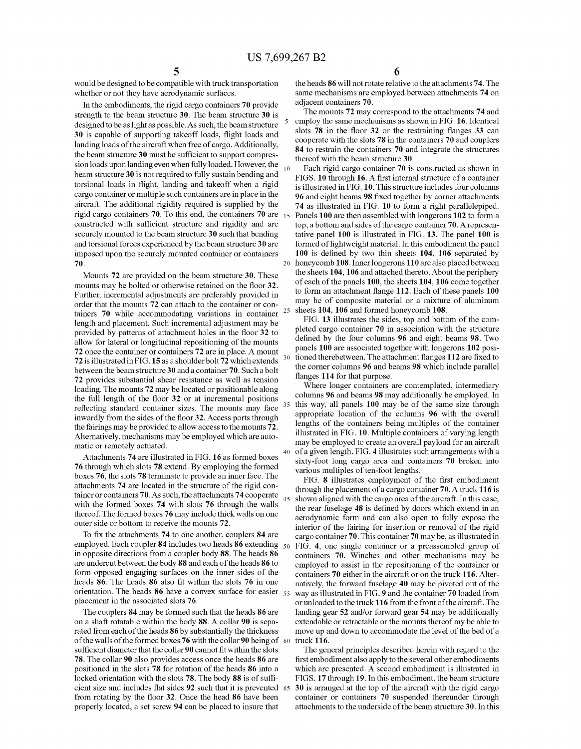would be designed to be compatible with truck transportation whether or not they have aerodynamic surfaces.

In the embodiments, the rigid cargo containers **70** provide strength to the beam structure **30**. The beam structure **30** is designed to be as light as possible. As such, the beam structure **30** is capable of supporting takeoff loads, flight loads and landing loads of the aircraft when free of cargo. Additionally, the beam structure **30** must be sufficient to support compression loads upon landing even when fully loaded. However, the beam structure **30** is not required to fully sustain bending and torsional loads in flight, landing and takeoff when a rigid cargo container or multiple such containers are in place in the aircraft. The additional rigidity required is supplied by the rigid cargo containers **70**. To this end, the containers **70** are constructed with sufficient structure and rigidity and are securely mounted to the beam structure **30** such that bending and torsional forces experienced by the beam structure **30** are imposed upon the securely mounted container or containers **70**.

Mounts **72** are provided on the beam structure **30**. These mounts may be bolted or otherwise retained on the floor **32**. Further, incremental adjustments are preferably provided in order that the mounts **72** can attach to the container or containers **70** while accommodating variations in container length and placement. Such incremental adjustment may be provided by patterns of attachment holes in the floor **32** to allow for lateral or longitudinal repositioning of the mounts **72** once the container or containers **72** are in place. A mount **72** is illustrated in FIG. **15** as a shoulder bolt **72** which extends between the beam structure **30** and a container **70**. Such a bolt **72** provides substantial shear resistance as well as tension loading. The mounts **72** may be located or positionable along the full length of the floor **32** or at incremental positions reflecting standard container sizes. The mounts may face inwardly from the sides of the floor **32**. Access ports through the fairings may be provided to allow access to the mounts **72**. Alternatively, mechanisms may be employed which are automatic or remotely actuated.

Attachments **74** are illustrated in FIG. **16** as formed boxes **76** through which slots **78** extend. By employing the formed boxes **76**, the slots **78** terminate to provide an inner face. The attachments **74** are located in the structure of the rigid container or containers **70**. As such, the attachments **74** cooperate with the formed boxes **74** with slots **76** through the walls thereof. The formed boxes **76** may include thick walls on one outer side or bottom to receive the mounts **72**.

To fix the attachments **74** to one another, couplers **84** are employed. Each coupler **84** includes two heads **86** extending in opposite directions from a coupler body **88**. The heads **86** are undercut between the body **88** and each of the heads **86** to form opposed engaging surfaces on the inner sides of the heads **86**. The heads **86** also fit within the slots **76** in one orientation. The heads **86** have a convex surface for easier placement in the associated slots **76**.

The couplers **84** may be formed such that the heads **86** are on a shaft rotatable within the body **88**. A collar **90** is separated from each of the heads **86** by substantially the thickness of the walls of the formed boxes **76** with the collar **90** being of sufficient diameter that the collar **90** cannot fit within the slots **78**. The collar **90** also provides access once the heads **86** are positioned in the slots **78** for rotation of the heads **86** into a locked orientation with the slots **78**. The body **88** is of sufficient size and includes flat sides **92** such that it is prevented from rotating by the floor **32**. Once the head **86** have been properly located, a set screw **94** can be placed to insure that the heads **86** will not rotate relative to the attachments **74**. The same mechanisms are employed between attachments **74** on adjacent containers **70**.

The mounts **72** may correspond to the attachments **74** and employ the same mechanisms as shown in FIG. **16**. Identical slots **78** in the floor **32** or the restraining flanges **33** can cooperate with the slots **78** in the containers **70** and couplers **84** to restrain the containers **70** and integrate the structures thereof with the beam structure **30**.

Each rigid cargo container **70** is constructed as shown in FIGS. **10** through **16**. A first internal structure of a container is illustrated in FIG. **10**. This structure includes four columns **96** and eight beams **98** fixed together by corner attachments **74** as illustrated in FIG. **10** to form a right parallelepiped. Panels **100** are then assembled with longerons **102** to form a top, a bottom and sides of the cargo container **70**. A representative panel **100** is illustrated in FIG. **13**. The panel **100** is formed of lightweight material. In this embodiment the panel **100** is defined by two thin sheets **104**, **106** separated by honeycomb **108**. Inner longerons **110** are also placed between the sheets **104**, **106** and attached thereto. About the periphery of each of the panels **100**, the sheets **104**, **106** come together to form an attachment flange **112**. Each of these panels **100** may be of composite material or a mixture of aluminum sheets **104**, **106** and formed honeycomb **108**.

FIG. **13** illustrates the sides, top and bottom of the completed cargo container **70** in association with the structure defined by the four columns **96** and eight beams **98**. Two panels **100** are associated together with longerons **102** positioned therebetween. The attachment flanges **112** are fixed to the corner columns **96** and beams **98** which include parallel flanges **114** for that purpose.

Where longer containers are contemplated, intermediary columns **96** and beams **98** may additionally be employed. In this way, all panels **100** may be of the same size through appropriate location of the columns **96** with the overall lengths of the containers being multiples of the container illustrated in FIG. **10**. Multiple containers of varying length may be employed to create an overall payload for an aircraft of a given length. FIG. **4** illustrates such arrangements with a sixty-foot long cargo area and containers **70** broken into various multiples of ten-foot lengths.

FIG. **8** illustrates employment of the first embodiment through the placement of a cargo container **70**. A truck **116** is shown aligned with the cargo area of the aircraft. In this case, the rear fuselage **48** is defined by doors which extend in an aerodynamic form and can also open to fully expose the interior of the fairing for insertion or removal of the rigid cargo container **70**. This container **70** may be, as illustrated in FIG. **4**, one single container or a preassembled group of containers **70**. Winches and other mechanisms may be employed to assist in the repositioning of the container or containers **70** either in the aircraft or on the truck **116**. Alternatively, the forward fuselage **40** may be pivoted out of the way as illustrated in FIG. **9** and the container **70** loaded from or unloaded to the truck **116** from the front of the aircraft. The landing gear **52** and/or forward gear **54** may be additionally extendable or retractable or the mounts thereof my be able to move up and down to accommodate the level of the bed of a truck **116**.

The general principles described herein with regard to the first embodiment also apply to the several other embodiments which are presented. A second embodiment is illustrated in FIGS. **17** through **19**. In this embodiment, the beam structure **30** is arranged at the top of the aircraft with the rigid cargo container or containers **70** suspended thereunder through attachments to the underside of the beam structure **30**. In this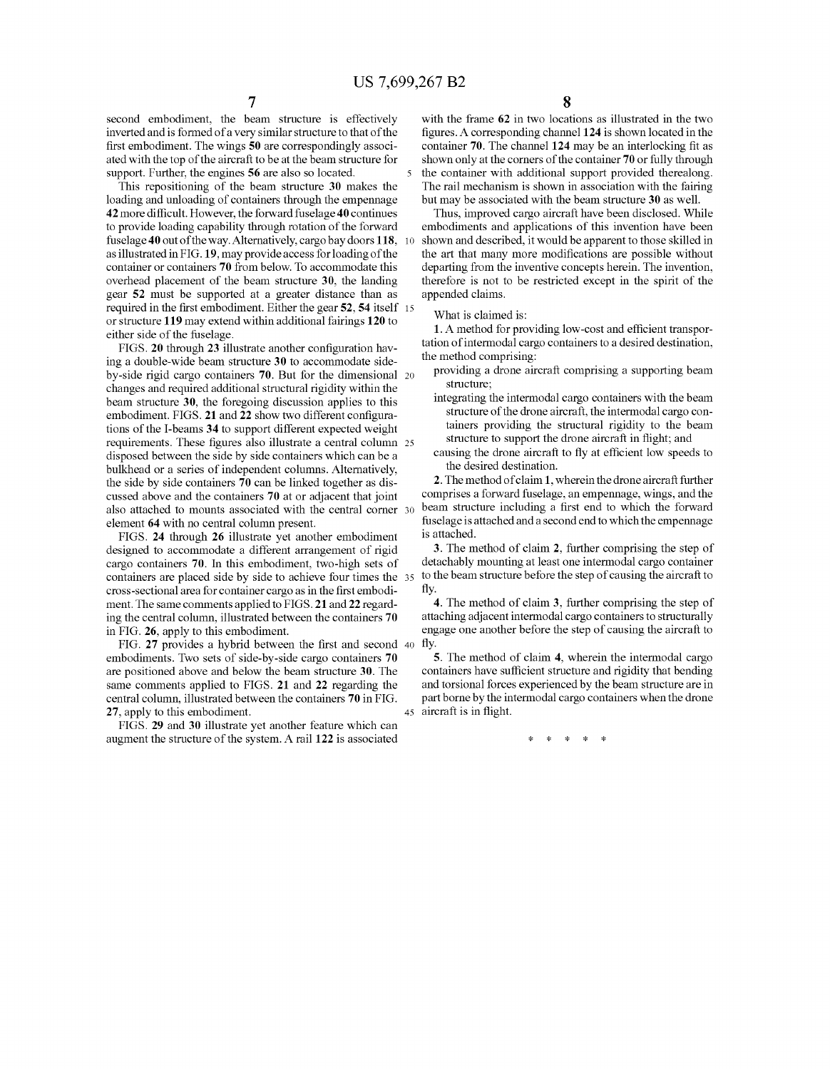second embodiment, the beam structure is effectively inverted and is formed of a very similar structure to that of the first embodiment. The wings **50** are correspondingly associated with the top of the aircraft to be at the beam structure for support. Further, the engines **56** are also so located.

This repositioning of the beam structure **30** makes the loading and unloading of containers through the empennage **42** more difficult. However, the forward fuselage **40** continues to provide loading capability through rotation of the forward fuselage **40** out of the way. Alternatively, cargo bay doors **118**, as illustrated in FIG. **19**, may provide access for loading of the container or containers **70** from below. To accommodate this overhead placement of the beam structure **30**, the landing gear **52** must be supported at a greater distance than as required in the first embodiment. Either the gear **52**, **54** itself or structure **119** may extend within additional fairings **120** to either side of the fuselage.

FIGS. **20** through **23** illustrate another configuration having a double-wide beam structure **30** to accommodate side-by-side rigid cargo containers **70**. But for the dimensional changes and required additional structural rigidity within the beam structure **30**, the foregoing discussion applies to this embodiment. FIGS. **21** and **22** show two different configurations of the I-beams **34** to support different expected weight requirements. These figures also illustrate a central column disposed between the side by side containers which can be a bulkhead or a series of independent columns. Alternatively, the side by side containers **70** can be linked together as discussed above and the containers **70** at or adjacent that joint also attached to mounts associated with the central corner element **64** with no central column present.

FIGS. **24** through **26** illustrate yet another embodiment designed to accommodate a different arrangement of rigid cargo containers **70**. In this embodiment, two-high sets of containers are placed side by side to achieve four times the cross-sectional area for container cargo as in the first embodiment. The same comments applied to FIGS. **21** and **22** regarding the central column, illustrated between the containers **70** in FIG. **26**, apply to this embodiment.

FIG. **27** provides a hybrid between the first and second embodiments. Two sets of side-by-side cargo containers **70** are positioned above and below the beam structure **30**. The same comments applied to FIGS. **21** and **22** regarding the central column, illustrated between the containers **70** in FIG. **27**, apply to this embodiment.

FIGS. **29** and **30** illustrate yet another feature which can augment the structure of the system. A rail **122** is associated with the frame **62** in two locations as illustrated in the two figures. A corresponding channel **124** is shown located in the container **70**. The channel **124** may be an interlocking fit as shown only at the corners of the container **70** or fully through the container with additional support provided therealong. The rail mechanism is shown in association with the fairing but may be associated with the beam structure **30** as well.

Thus, improved cargo aircraft have been disclosed. While embodiments and applications of this invention have been shown and described, it would be apparent to those skilled in the art that many more modifications are possible without departing from the inventive concepts herein. The invention, therefore is not to be restricted except in the spirit of the appended claims.

What is claimed is:

**1**. A method for providing low-cost and efficient transportation of intermodal cargo containers to a desired destination, the method comprising:

providing a drone aircraft comprising a supporting beam structure;

integrating the intermodal cargo containers with the beam structure of the drone aircraft, the intermodal cargo containers providing the structural rigidity to the beam structure to support the drone aircraft in flight; and

causing the drone aircraft to fly at efficient low speeds to the desired destination.

**2**. The method of claim **1**, wherein the drone aircraft further comprises a forward fuselage, an empennage, wings, and the beam structure including a first end to which the forward fuselage is attached and a second end to which the empennage is attached.

**3**. The method of claim **2**, further comprising the step of detachably mounting at least one intermodal cargo container to the beam structure before the step of causing the aircraft to fly.

**4**. The method of claim **3**, further comprising the step of attaching adjacent intermodal cargo containers to structurally engage one another before the step of causing the aircraft to fly.

**5**. The method of claim **4**, wherein the intermodal cargo containers have sufficient structure and rigidity that bending and torsional forces experienced by the beam structure are in part borne by the intermodal cargo containers when the drone aircraft is in flight.

* * * * *